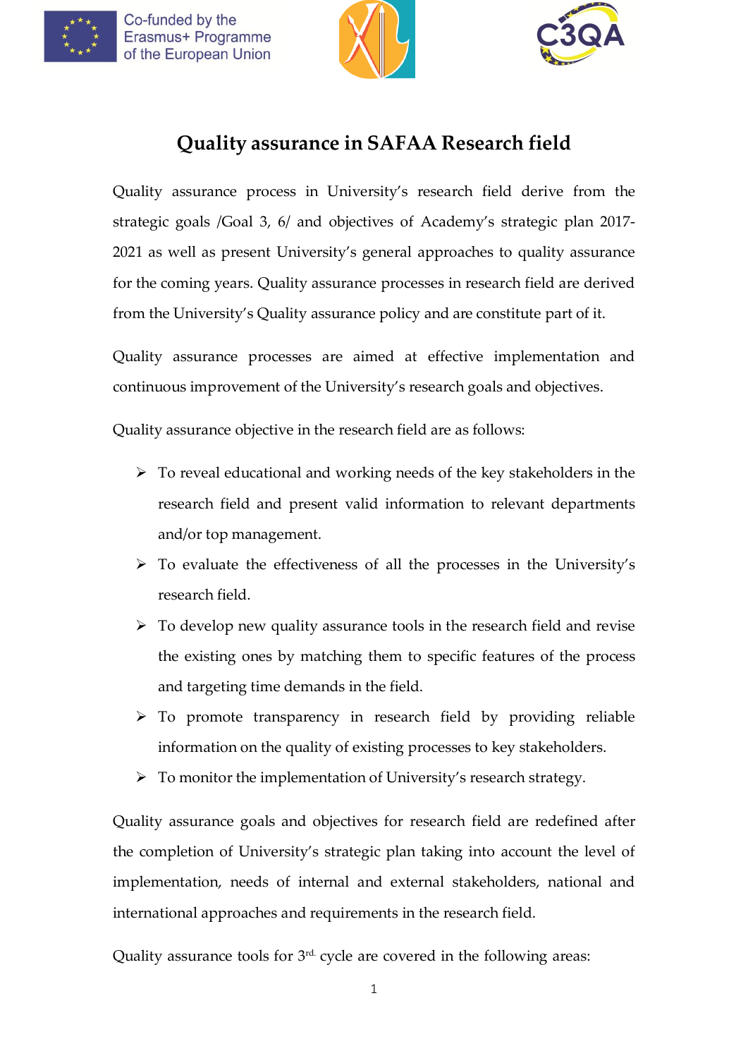# Quality assurance in SAFAA Research field

Quality assurance process in University's research field derive from the strategic goals /Goal 3, 6/ and objectives of Academy's strategic plan 2017-2021 as well as present University's general approaches to quality assurance for the coming years. Quality assurance processes in research field are derived from the University's Quality assurance policy and are constitute part of it.

Quality assurance processes are aimed at effective implementation and continuous improvement of the University's research goals and objectives.

Quality assurance objective in the research field are as follows:

- To reveal educational and working needs of the key stakeholders in the research field and present valid information to relevant departments and/or top management.
- To evaluate the effectiveness of all the processes in the University's research field.
- To develop new quality assurance tools in the research field and revise the existing ones by matching them to specific features of the process and targeting time demands in the field.
- To promote transparency in research field by providing reliable information on the quality of existing processes to key stakeholders.
- To monitor the implementation of University's research strategy.

Quality assurance goals and objectives for research field are redefined after the completion of University's strategic plan taking into account the level of implementation, needs of internal and external stakeholders, national and international approaches and requirements in the research field.

Quality assurance tools for 3rd. cycle are covered in the following areas: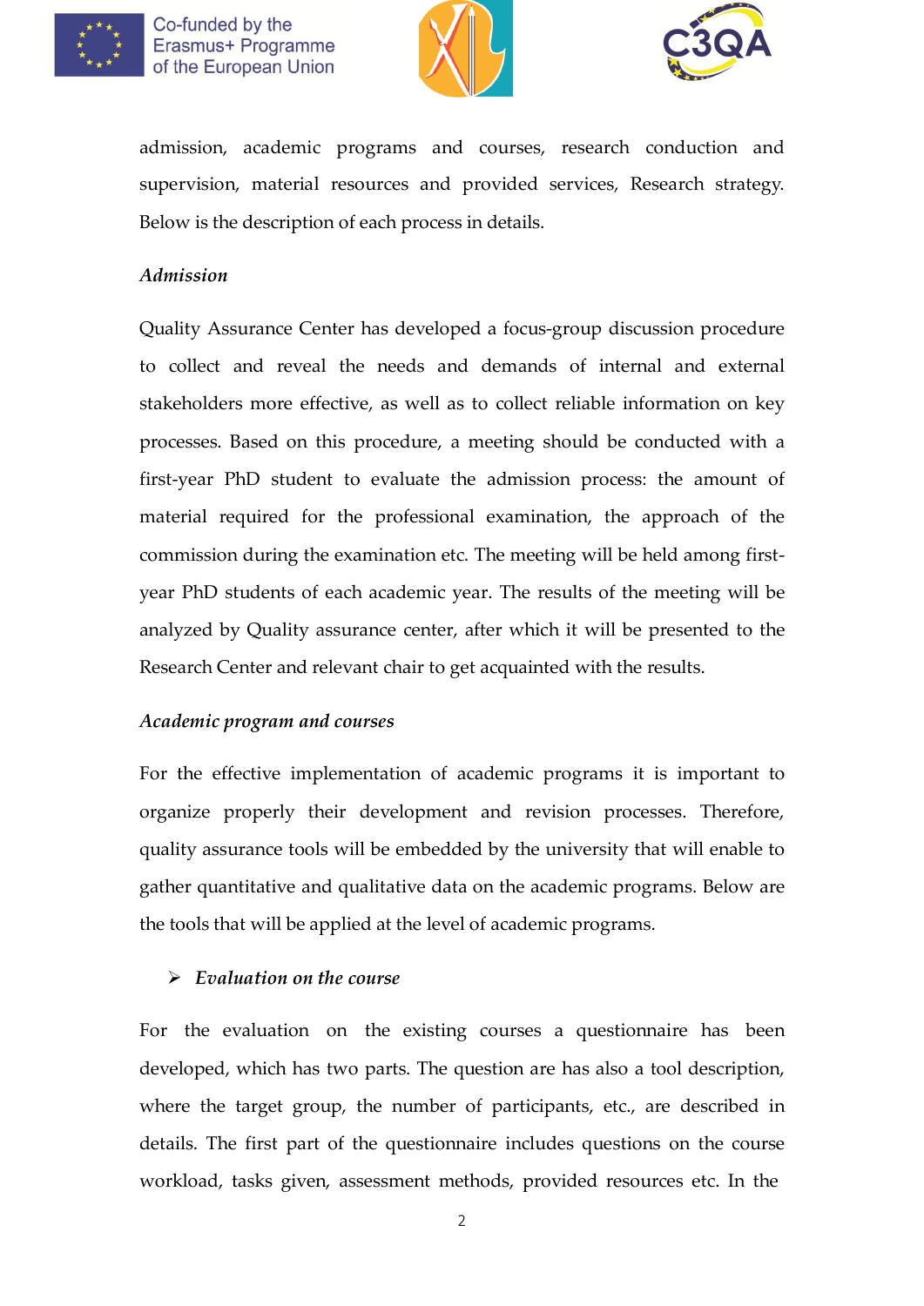admission, academic programs and courses, research conduction and supervision, material resources and provided services, Research strategy. Below is the description of each process in details.

### *Admission*

Quality Assurance Center has developed a focus-group discussion procedure to collect and reveal the needs and demands of internal and external stakeholders more effective, as well as to collect reliable information on key processes. Based on this procedure, a meeting should be conducted with a first-year PhD student to evaluate the admission process: the amount of material required for the professional examination, the approach of the commission during the examination etc. The meeting will be held among first-year PhD students of each academic year. The results of the meeting will be analyzed by Quality assurance center, after which it will be presented to the Research Center and relevant chair to get acquainted with the results.

### *Academic program and courses*

For the effective implementation of academic programs it is important to organize properly their development and revision processes. Therefore, quality assurance tools will be embedded by the university that will enable to gather quantitative and qualitative data on the academic programs. Below are the tools that will be applied at the level of academic programs.

- ***Evaluation on the course***

For the evaluation on the existing courses a questionnaire has been developed, which has two parts. The question are has also a tool description, where the target group, the number of participants, etc., are described in details. The first part of the questionnaire includes questions on the course workload, tasks given, assessment methods, provided resources etc. In the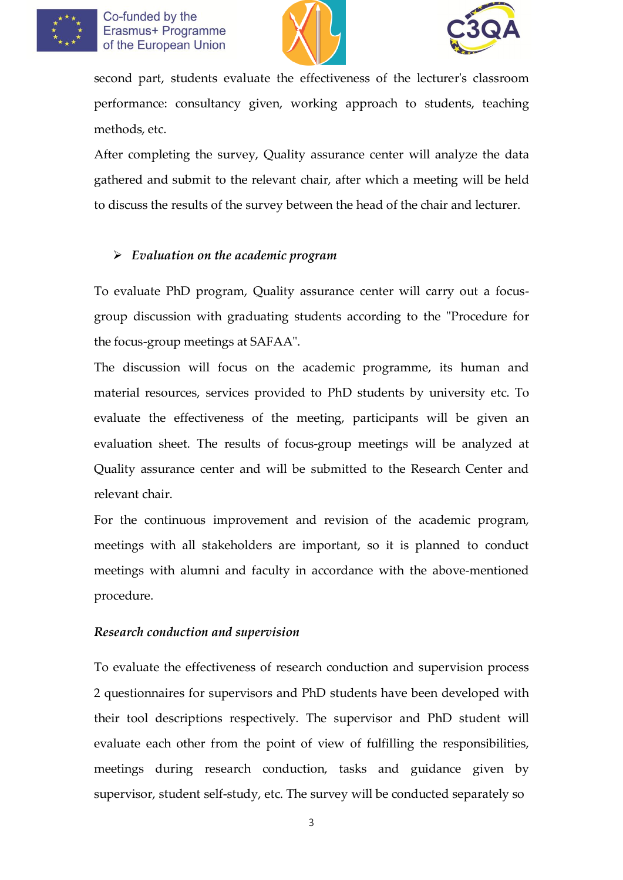second part, students evaluate the effectiveness of the lecturer's classroom performance: consultancy given, working approach to students, teaching methods, etc.

After completing the survey, Quality assurance center will analyze the data gathered and submit to the relevant chair, after which a meeting will be held to discuss the results of the survey between the head of the chair and lecturer.

- ***Evaluation on the academic program***

To evaluate PhD program, Quality assurance center will carry out a focus-group discussion with graduating students according to the "Procedure for the focus-group meetings at SAFAA".

The discussion will focus on the academic programme, its human and material resources, services provided to PhD students by university etc. To evaluate the effectiveness of the meeting, participants will be given an evaluation sheet. The results of focus-group meetings will be analyzed at Quality assurance center and will be submitted to the Research Center and relevant chair.

For the continuous improvement and revision of the academic program, meetings with all stakeholders are important, so it is planned to conduct meetings with alumni and faculty in accordance with the above-mentioned procedure.

***Research conduction and supervision***

To evaluate the effectiveness of research conduction and supervision process 2 questionnaires for supervisors and PhD students have been developed with their tool descriptions respectively. The supervisor and PhD student will evaluate each other from the point of view of fulfilling the responsibilities, meetings during research conduction, tasks and guidance given by supervisor, student self-study, etc. The survey will be conducted separately so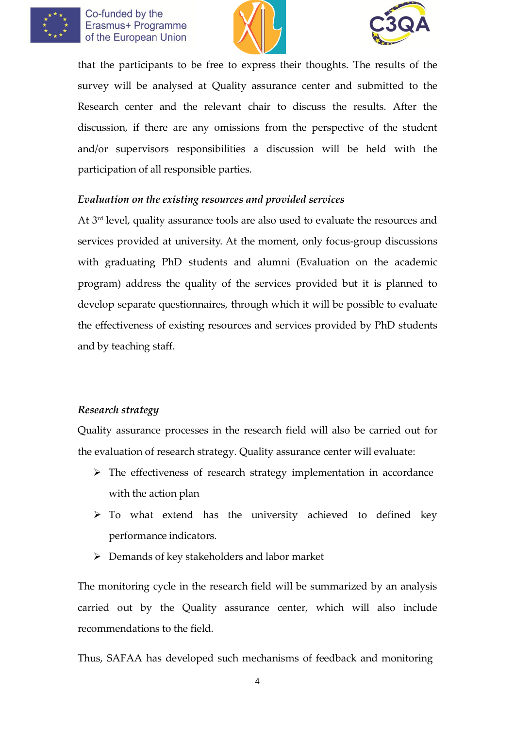that the participants to be free to express their thoughts. The results of the survey will be analysed at Quality assurance center and submitted to the Research center and the relevant chair to discuss the results. After the discussion, if there are any omissions from the perspective of the student and/or supervisors responsibilities a discussion will be held with the participation of all responsible parties.

*Evaluation on the existing resources and provided services*

At 3rd level, quality assurance tools are also used to evaluate the resources and services provided at university. At the moment, only focus-group discussions with graduating PhD students and alumni (Evaluation on the academic program) address the quality of the services provided but it is planned to develop separate questionnaires, through which it will be possible to evaluate the effectiveness of existing resources and services provided by PhD students and by teaching staff.

*Research strategy*

Quality assurance processes in the research field will also be carried out for the evaluation of research strategy. Quality assurance center will evaluate:

- The effectiveness of research strategy implementation in accordance with the action plan
- To what extend has the university achieved to defined key performance indicators.
- Demands of key stakeholders and labor market

The monitoring cycle in the research field will be summarized by an analysis carried out by the Quality assurance center, which will also include recommendations to the field.

Thus, SAFAA has developed such mechanisms of feedback and monitoring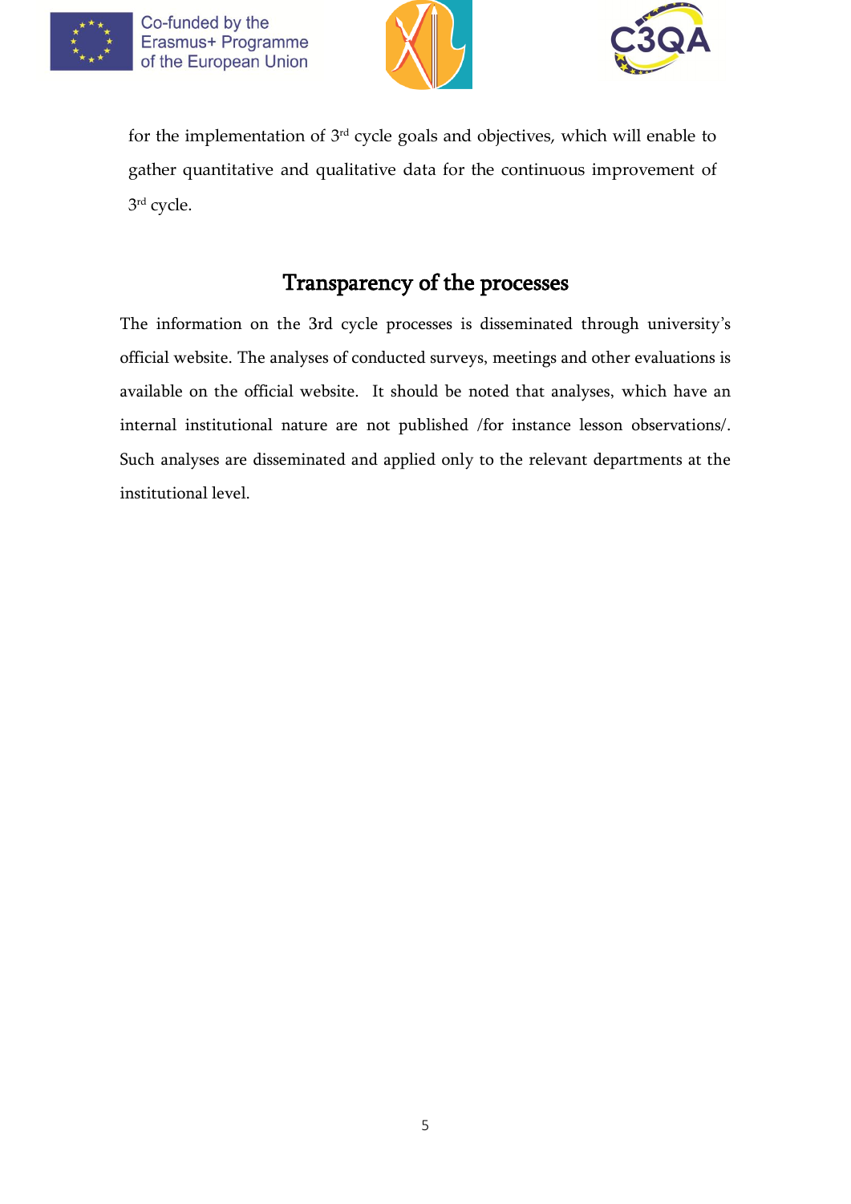for the implementation of 3rd cycle goals and objectives, which will enable to gather quantitative and qualitative data for the continuous improvement of 3rd cycle.

## Transparency of the processes

The information on the 3rd cycle processes is disseminated through university's official website. The analyses of conducted surveys, meetings and other evaluations is available on the official website. It should be noted that analyses, which have an internal institutional nature are not published /for instance lesson observations/. Such analyses are disseminated and applied only to the relevant departments at the institutional level.